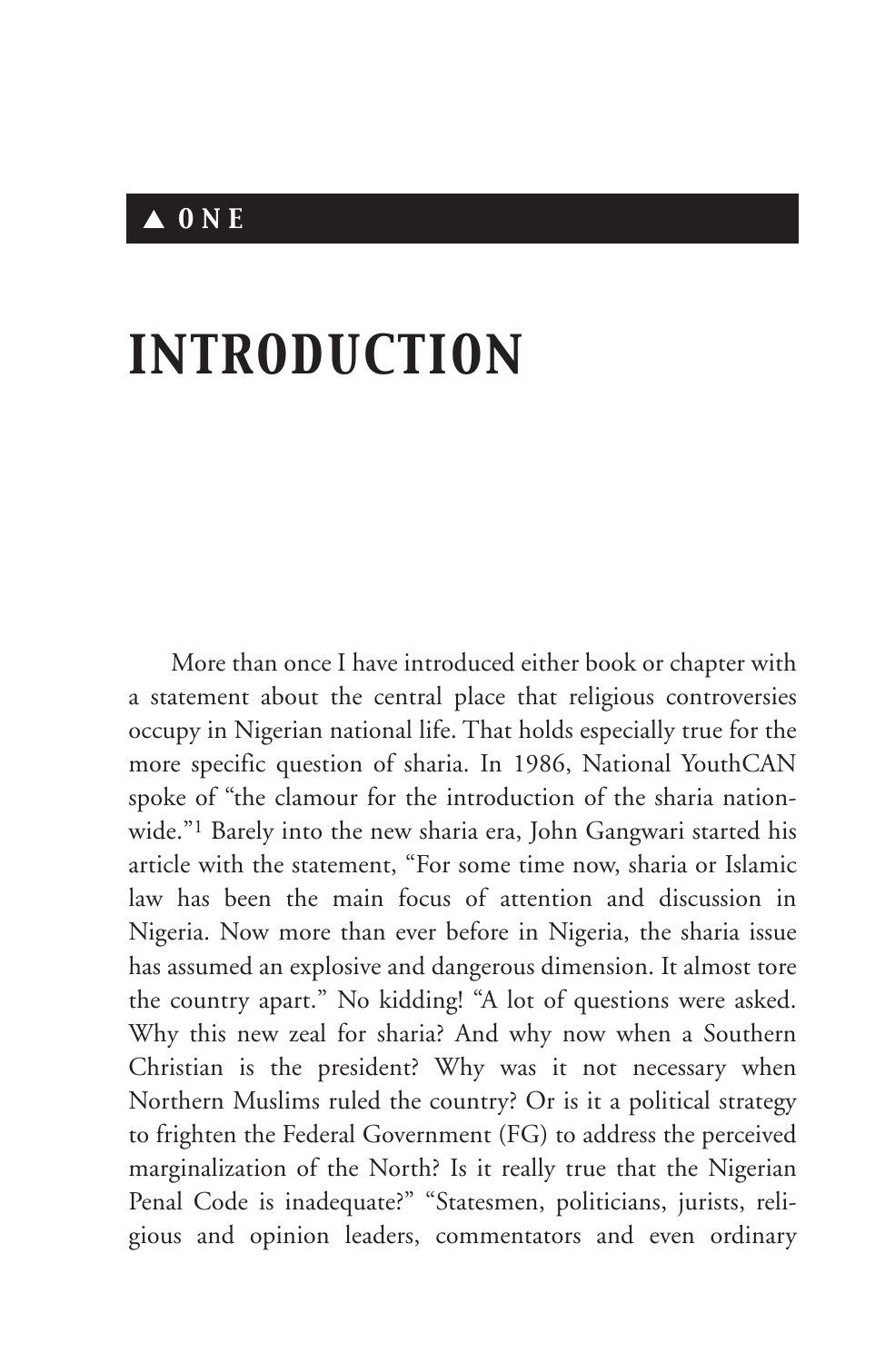▲ ONE

# INTRODUCTION

More than once I have introduced either book or chapter with a statement about the central place that religious controversies occupy in Nigerian national life. That holds especially true for the more specific question of sharia. In 1986, National YouthCAN spoke of "the clamour for the introduction of the sharia nationwide."[1] Barely into the new sharia era, John Gangwari started his article with the statement, "For some time now, sharia or Islamic law has been the main focus of attention and discussion in Nigeria. Now more than ever before in Nigeria, the sharia issue has assumed an explosive and dangerous dimension. It almost tore the country apart." No kidding! "A lot of questions were asked. Why this new zeal for sharia? And why now when a Southern Christian is the president? Why was it not necessary when Northern Muslims ruled the country? Or is it a political strategy to frighten the Federal Government (FG) to address the perceived marginalization of the North? Is it really true that the Nigerian Penal Code is inadequate?" "Statesmen, politicians, jurists, religious and opinion leaders, commentators and even ordinary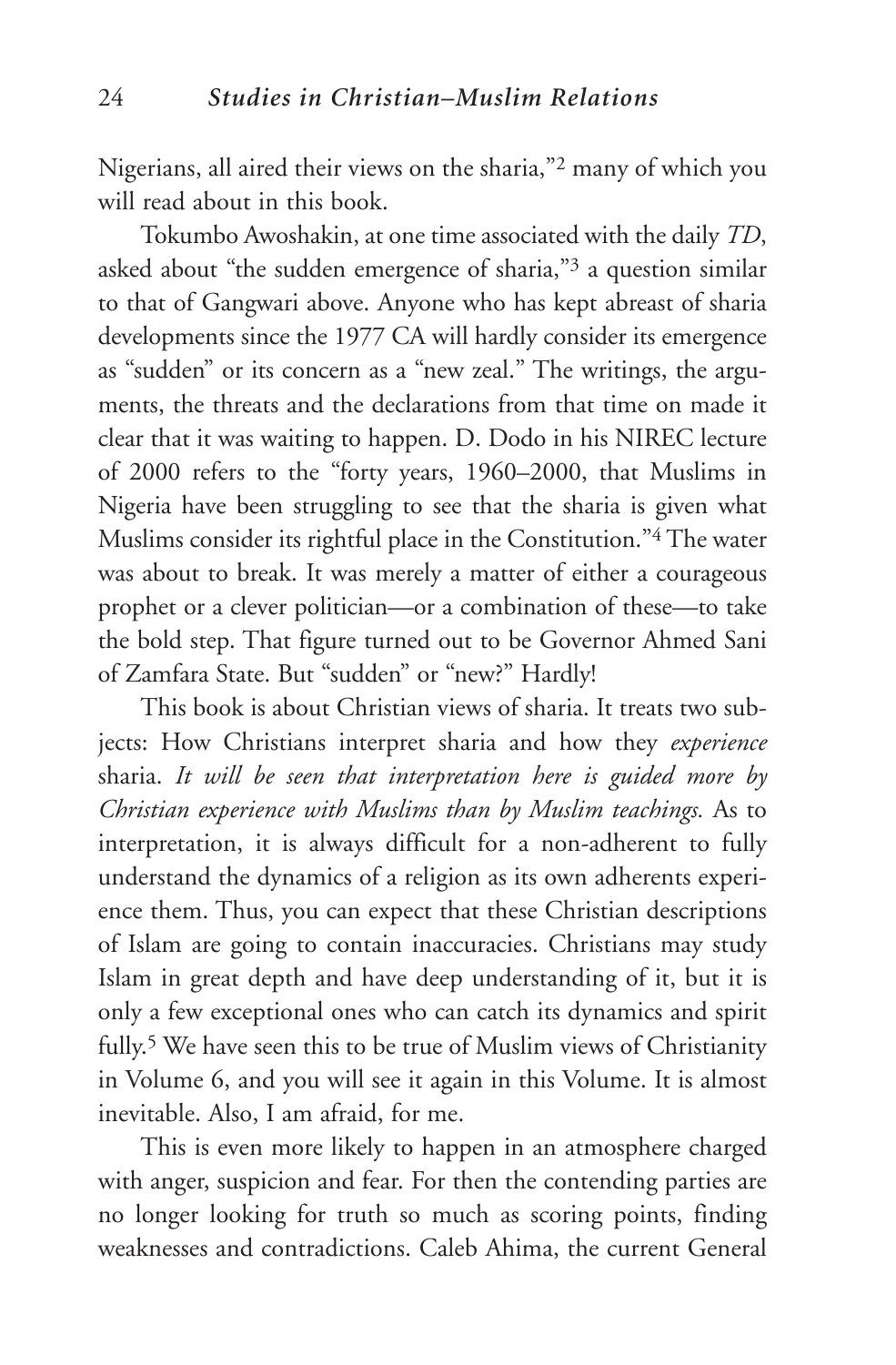Nigerians, all aired their views on the sharia,"[2] many of which you will read about in this book.

Tokumbo Awoshakin, at one time associated with the daily *TD*, asked about "the sudden emergence of sharia,"[3] a question similar to that of Gangwari above. Anyone who has kept abreast of sharia developments since the 1977 CA will hardly consider its emergence as "sudden" or its concern as a "new zeal." The writings, the arguments, the threats and the declarations from that time on made it clear that it was waiting to happen. D. Dodo in his NIREC lecture of 2000 refers to the "forty years, 1960–2000, that Muslims in Nigeria have been struggling to see that the sharia is given what Muslims consider its rightful place in the Constitution."[4] The water was about to break. It was merely a matter of either a courageous prophet or a clever politician—or a combination of these—to take the bold step. That figure turned out to be Governor Ahmed Sani of Zamfara State. But "sudden" or "new?" Hardly!

This book is about Christian views of sharia. It treats two subjects: How Christians interpret sharia and how they *experience* sharia. *It will be seen that interpretation here is guided more by Christian experience with Muslims than by Muslim teachings.* As to interpretation, it is always difficult for a non-adherent to fully understand the dynamics of a religion as its own adherents experience them. Thus, you can expect that these Christian descriptions of Islam are going to contain inaccuracies. Christians may study Islam in great depth and have deep understanding of it, but it is only a few exceptional ones who can catch its dynamics and spirit fully.[5] We have seen this to be true of Muslim views of Christianity in Volume 6, and you will see it again in this Volume. It is almost inevitable. Also, I am afraid, for me.

This is even more likely to happen in an atmosphere charged with anger, suspicion and fear. For then the contending parties are no longer looking for truth so much as scoring points, finding weaknesses and contradictions. Caleb Ahima, the current General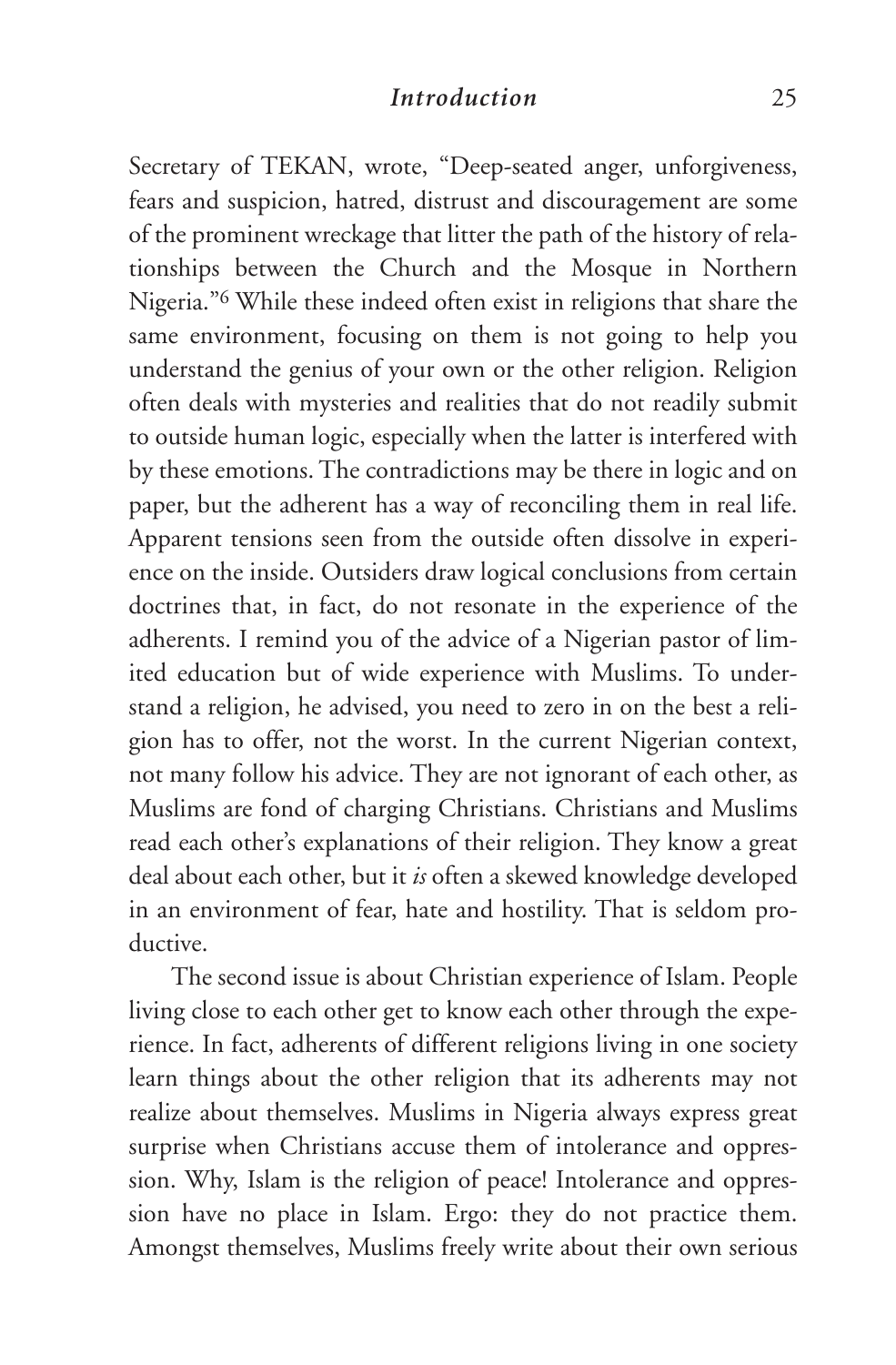Secretary of TEKAN, wrote, "Deep-seated anger, unforgiveness, fears and suspicion, hatred, distrust and discouragement are some of the prominent wreckage that litter the path of the history of relationships between the Church and the Mosque in Northern Nigeria."[6] While these indeed often exist in religions that share the same environment, focusing on them is not going to help you understand the genius of your own or the other religion. Religion often deals with mysteries and realities that do not readily submit to outside human logic, especially when the latter is interfered with by these emotions. The contradictions may be there in logic and on paper, but the adherent has a way of reconciling them in real life. Apparent tensions seen from the outside often dissolve in experience on the inside. Outsiders draw logical conclusions from certain doctrines that, in fact, do not resonate in the experience of the adherents. I remind you of the advice of a Nigerian pastor of limited education but of wide experience with Muslims. To understand a religion, he advised, you need to zero in on the best a religion has to offer, not the worst. In the current Nigerian context, not many follow his advice. They are not ignorant of each other, as Muslims are fond of charging Christians. Christians and Muslims read each other's explanations of their religion. They know a great deal about each other, but it *is* often a skewed knowledge developed in an environment of fear, hate and hostility. That is seldom productive.

The second issue is about Christian experience of Islam. People living close to each other get to know each other through the experience. In fact, adherents of different religions living in one society learn things about the other religion that its adherents may not realize about themselves. Muslims in Nigeria always express great surprise when Christians accuse them of intolerance and oppression. Why, Islam is the religion of peace! Intolerance and oppression have no place in Islam. Ergo: they do not practice them. Amongst themselves, Muslims freely write about their own serious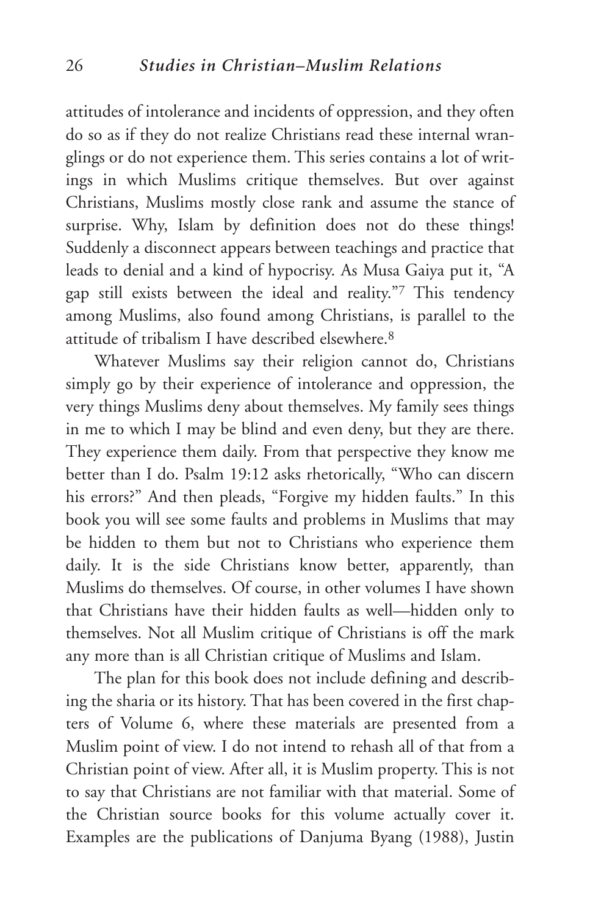attitudes of intolerance and incidents of oppression, and they often do so as if they do not realize Christians read these internal wranglings or do not experience them. This series contains a lot of writings in which Muslims critique themselves. But over against Christians, Muslims mostly close rank and assume the stance of surprise. Why, Islam by definition does not do these things! Suddenly a disconnect appears between teachings and practice that leads to denial and a kind of hypocrisy. As Musa Gaiya put it, "A gap still exists between the ideal and reality."[7] This tendency among Muslims, also found among Christians, is parallel to the attitude of tribalism I have described elsewhere.[8]

Whatever Muslims say their religion cannot do, Christians simply go by their experience of intolerance and oppression, the very things Muslims deny about themselves. My family sees things in me to which I may be blind and even deny, but they are there. They experience them daily. From that perspective they know me better than I do. Psalm 19:12 asks rhetorically, "Who can discern his errors?" And then pleads, "Forgive my hidden faults." In this book you will see some faults and problems in Muslims that may be hidden to them but not to Christians who experience them daily. It is the side Christians know better, apparently, than Muslims do themselves. Of course, in other volumes I have shown that Christians have their hidden faults as well—hidden only to themselves. Not all Muslim critique of Christians is off the mark any more than is all Christian critique of Muslims and Islam.

The plan for this book does not include defining and describing the sharia or its history. That has been covered in the first chapters of Volume 6, where these materials are presented from a Muslim point of view. I do not intend to rehash all of that from a Christian point of view. After all, it is Muslim property. This is not to say that Christians are not familiar with that material. Some of the Christian source books for this volume actually cover it. Examples are the publications of Danjuma Byang (1988), Justin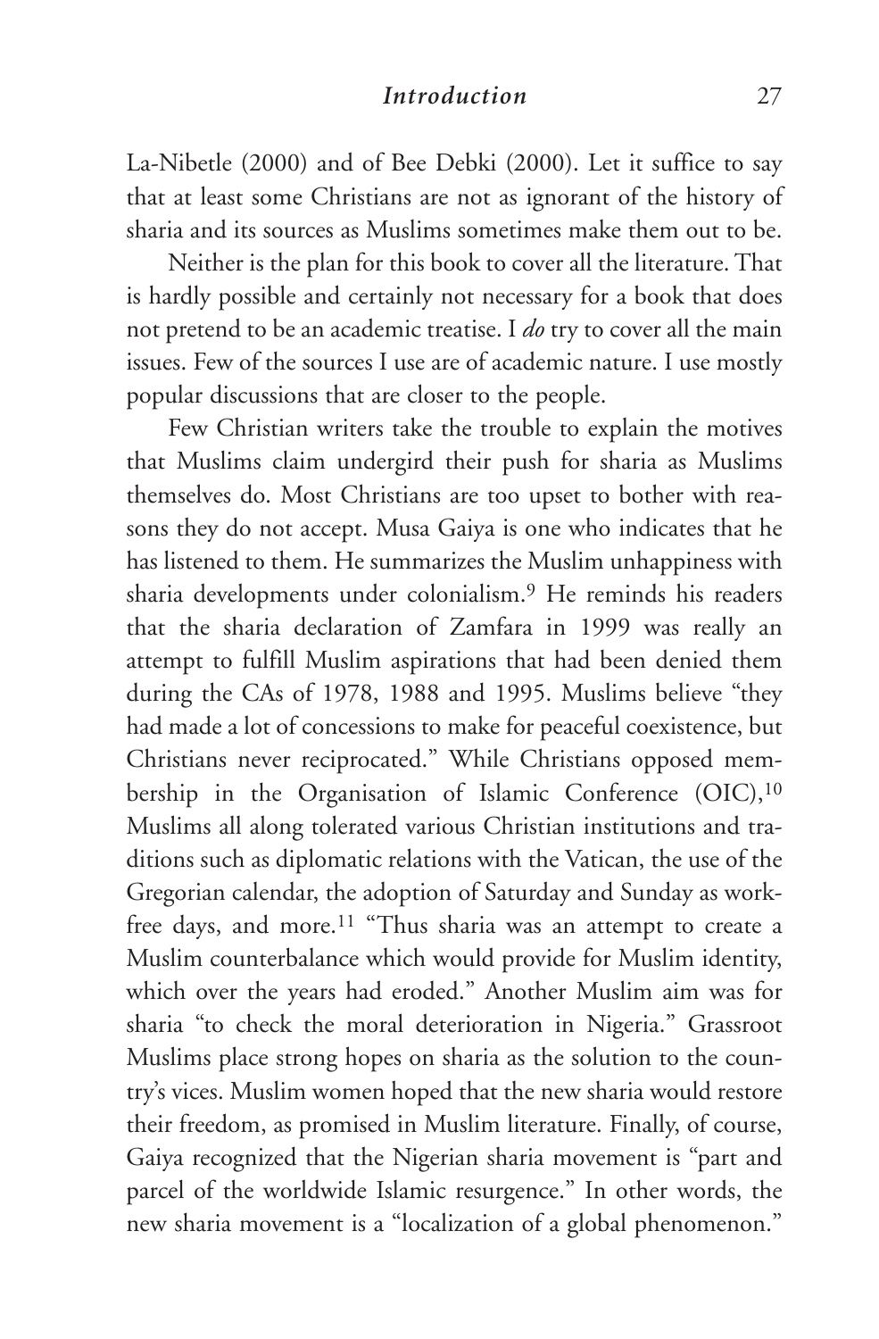La-Nibetle (2000) and of Bee Debki (2000). Let it suffice to say that at least some Christians are not as ignorant of the history of sharia and its sources as Muslims sometimes make them out to be.

Neither is the plan for this book to cover all the literature. That is hardly possible and certainly not necessary for a book that does not pretend to be an academic treatise. I *do* try to cover all the main issues. Few of the sources I use are of academic nature. I use mostly popular discussions that are closer to the people.

Few Christian writers take the trouble to explain the motives that Muslims claim undergird their push for sharia as Muslims themselves do. Most Christians are too upset to bother with reasons they do not accept. Musa Gaiya is one who indicates that he has listened to them. He summarizes the Muslim unhappiness with sharia developments under colonialism.[9] He reminds his readers that the sharia declaration of Zamfara in 1999 was really an attempt to fulfill Muslim aspirations that had been denied them during the CAs of 1978, 1988 and 1995. Muslims believe "they had made a lot of concessions to make for peaceful coexistence, but Christians never reciprocated." While Christians opposed membership in the Organisation of Islamic Conference (OIC),[10] Muslims all along tolerated various Christian institutions and traditions such as diplomatic relations with the Vatican, the use of the Gregorian calendar, the adoption of Saturday and Sunday as work-free days, and more.[11] "Thus sharia was an attempt to create a Muslim counterbalance which would provide for Muslim identity, which over the years had eroded." Another Muslim aim was for sharia "to check the moral deterioration in Nigeria." Grassroot Muslims place strong hopes on sharia as the solution to the country's vices. Muslim women hoped that the new sharia would restore their freedom, as promised in Muslim literature. Finally, of course, Gaiya recognized that the Nigerian sharia movement is "part and parcel of the worldwide Islamic resurgence." In other words, the new sharia movement is a "localization of a global phenomenon."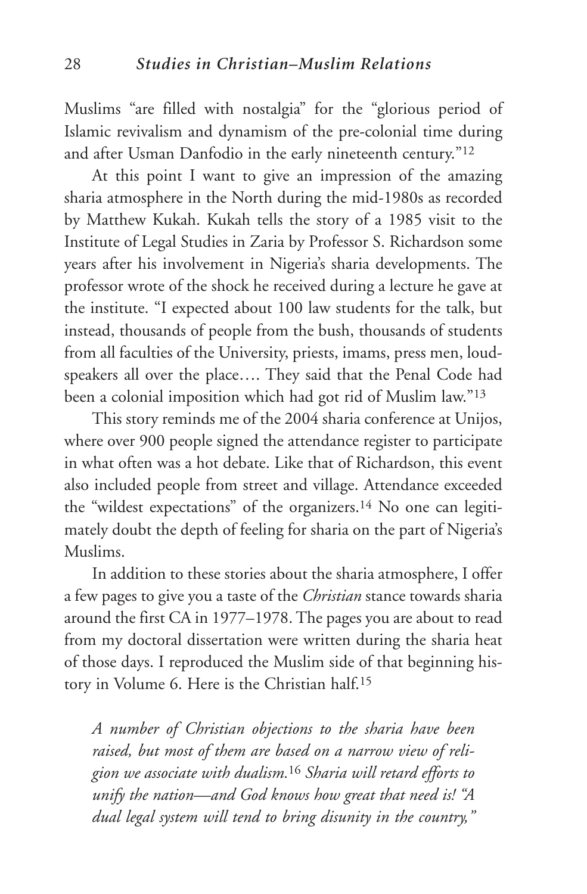Muslims "are filled with nostalgia" for the "glorious period of Islamic revivalism and dynamism of the pre-colonial time during and after Usman Danfodio in the early nineteenth century."[12]

At this point I want to give an impression of the amazing sharia atmosphere in the North during the mid-1980s as recorded by Matthew Kukah. Kukah tells the story of a 1985 visit to the Institute of Legal Studies in Zaria by Professor S. Richardson some years after his involvement in Nigeria's sharia developments. The professor wrote of the shock he received during a lecture he gave at the institute. "I expected about 100 law students for the talk, but instead, thousands of people from the bush, thousands of students from all faculties of the University, priests, imams, press men, loudspeakers all over the place.… They said that the Penal Code had been a colonial imposition which had got rid of Muslim law."[13]

This story reminds me of the 2004 sharia conference at Unijos, where over 900 people signed the attendance register to participate in what often was a hot debate. Like that of Richardson, this event also included people from street and village. Attendance exceeded the "wildest expectations" of the organizers.[14] No one can legitimately doubt the depth of feeling for sharia on the part of Nigeria's Muslims.

In addition to these stories about the sharia atmosphere, I offer a few pages to give you a taste of the *Christian* stance towards sharia around the first CA in 1977–1978. The pages you are about to read from my doctoral dissertation were written during the sharia heat of those days. I reproduced the Muslim side of that beginning history in Volume 6. Here is the Christian half.[15]

*A number of Christian objections to the sharia have been raised, but most of them are based on a narrow view of religion we associate with dualism.*[16] *Sharia will retard efforts to unify the nation—and God knows how great that need is! "A dual legal system will tend to bring disunity in the country,"*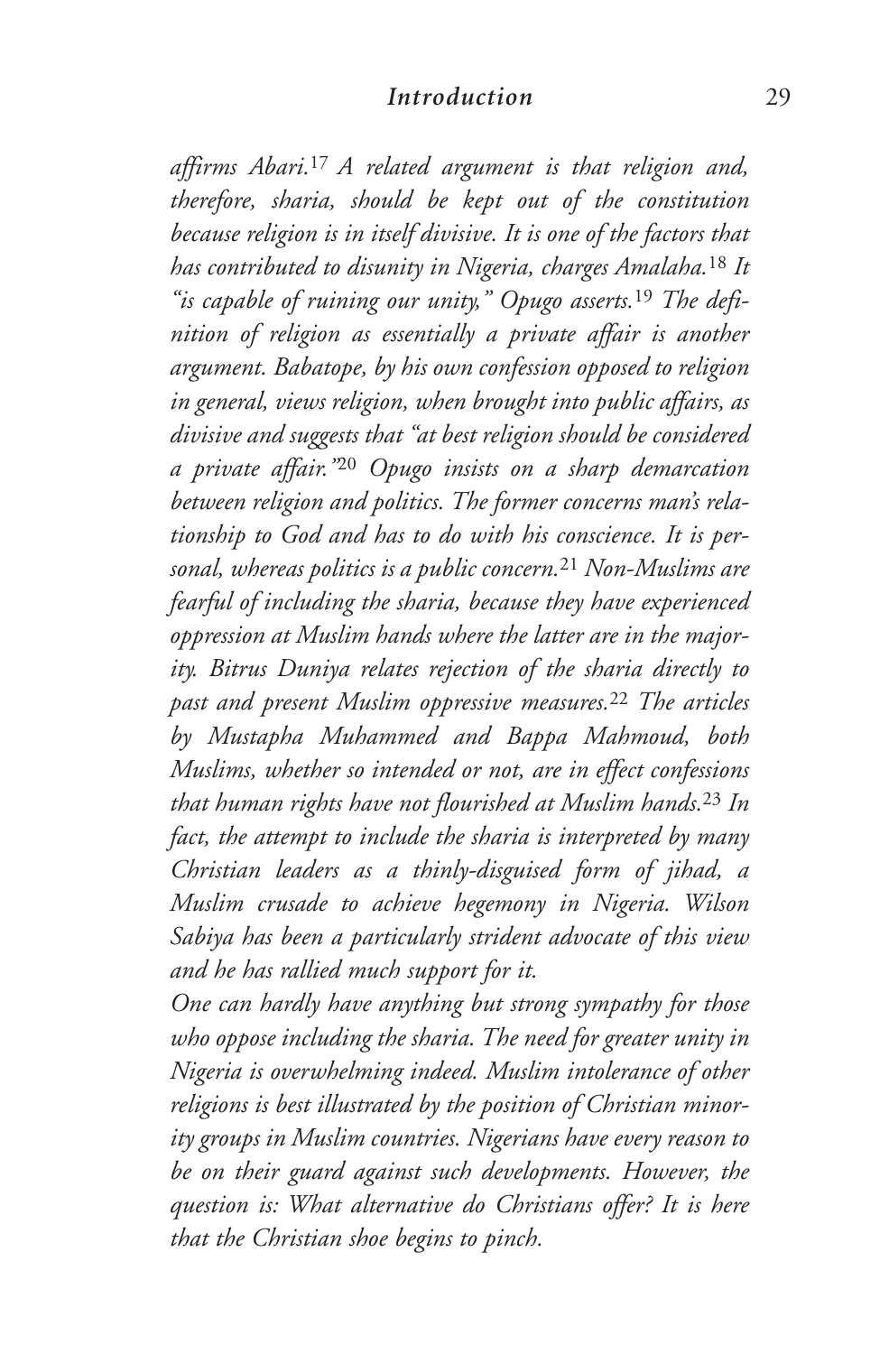*affirms Abari.*[17] *A related argument is that religion and, therefore, sharia, should be kept out of the constitution because religion is in itself divisive. It is one of the factors that has contributed to disunity in Nigeria, charges Amalaha.*[18] *It "is capable of ruining our unity," Opugo asserts.*[19] *The definition of religion as essentially a private affair is another argument. Babatope, by his own confession opposed to religion in general, views religion, when brought into public affairs, as divisive and suggests that "at best religion should be considered a private affair."*[20] *Opugo insists on a sharp demarcation between religion and politics. The former concerns man's relationship to God and has to do with his conscience. It is personal, whereas politics is a public concern.*[21] *Non-Muslims are fearful of including the sharia, because they have experienced oppression at Muslim hands where the latter are in the majority. Bitrus Duniya relates rejection of the sharia directly to past and present Muslim oppressive measures.*[22] *The articles by Mustapha Muhammed and Bappa Mahmoud, both Muslims, whether so intended or not, are in effect confessions that human rights have not flourished at Muslim hands.*[23] *In fact, the attempt to include the sharia is interpreted by many Christian leaders as a thinly-disguised form of jihad, a Muslim crusade to achieve hegemony in Nigeria. Wilson Sabiya has been a particularly strident advocate of this view and he has rallied much support for it.*

*One can hardly have anything but strong sympathy for those who oppose including the sharia. The need for greater unity in Nigeria is overwhelming indeed. Muslim intolerance of other religions is best illustrated by the position of Christian minority groups in Muslim countries. Nigerians have every reason to be on their guard against such developments. However, the question is: What alternative do Christians offer? It is here that the Christian shoe begins to pinch.*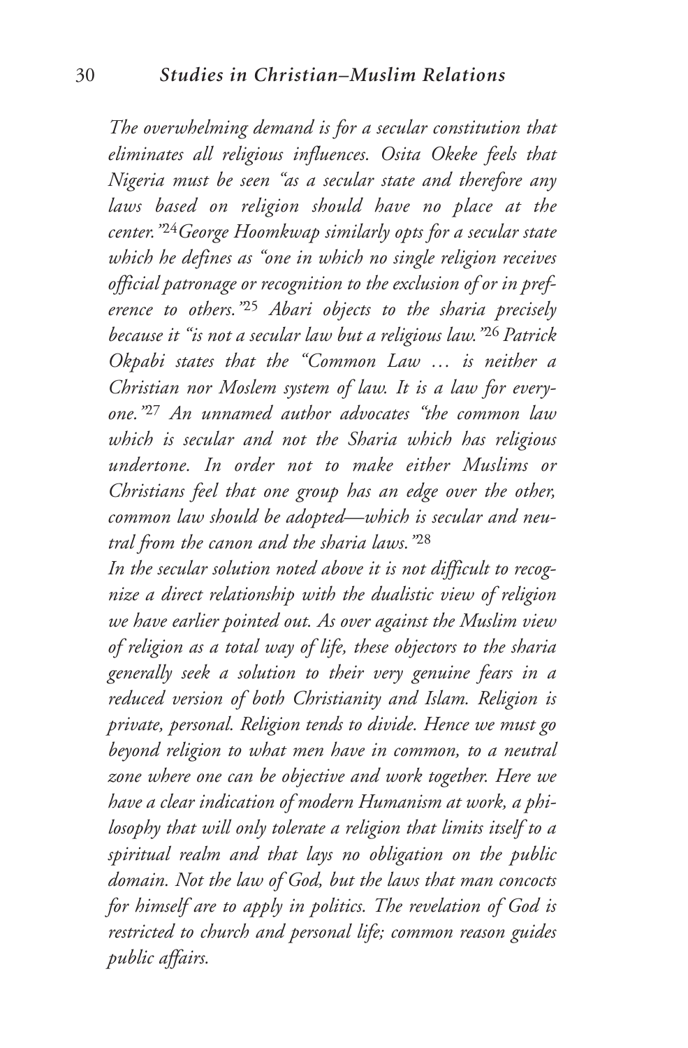*The overwhelming demand is for a secular constitution that eliminates all religious influences. Osita Okeke feels that Nigeria must be seen "as a secular state and therefore any laws based on religion should have no place at the center."*[24] *George Hoomkwap similarly opts for a secular state which he defines as "one in which no single religion receives official patronage or recognition to the exclusion of or in preference to others."*[25] *Abari objects to the sharia precisely because it "is not a secular law but a religious law."*[26] *Patrick Okpabi states that the "Common Law … is neither a Christian nor Moslem system of law. It is a law for everyone."*[27] *An unnamed author advocates "the common law which is secular and not the Sharia which has religious undertone. In order not to make either Muslims or Christians feel that one group has an edge over the other, common law should be adopted—which is secular and neutral from the canon and the sharia laws."*[28]

*In the secular solution noted above it is not difficult to recognize a direct relationship with the dualistic view of religion we have earlier pointed out. As over against the Muslim view of religion as a total way of life, these objectors to the sharia generally seek a solution to their very genuine fears in a reduced version of both Christianity and Islam. Religion is private, personal. Religion tends to divide. Hence we must go beyond religion to what men have in common, to a neutral zone where one can be objective and work together. Here we have a clear indication of modern Humanism at work, a philosophy that will only tolerate a religion that limits itself to a spiritual realm and that lays no obligation on the public domain. Not the law of God, but the laws that man concocts for himself are to apply in politics. The revelation of God is restricted to church and personal life; common reason guides public affairs.*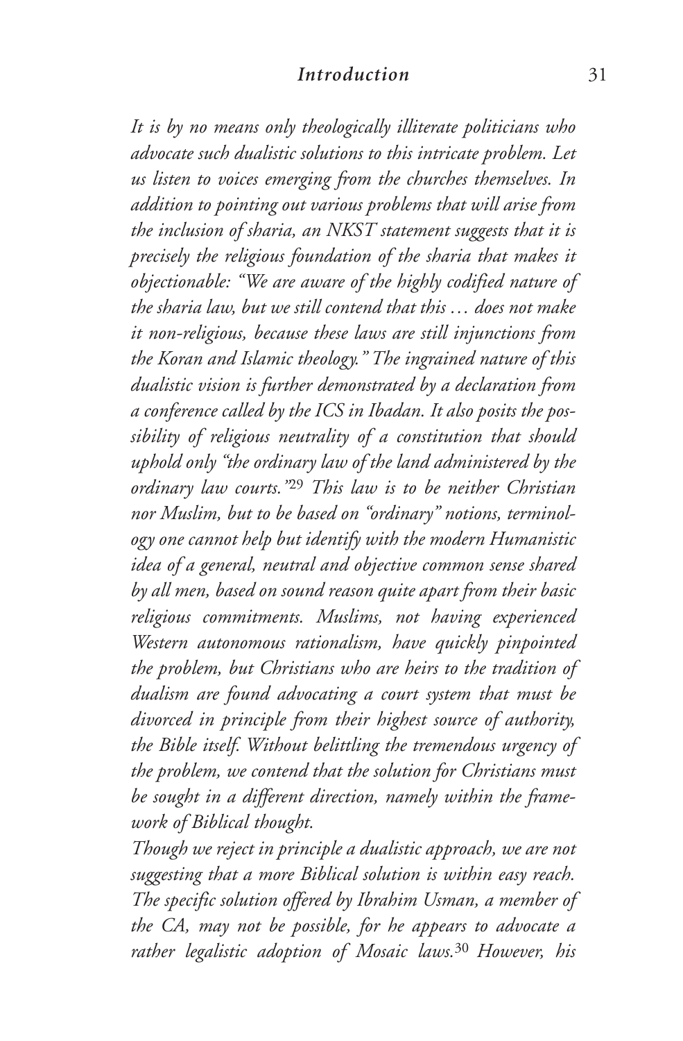*It is by no means only theologically illiterate politicians who advocate such dualistic solutions to this intricate problem. Let us listen to voices emerging from the churches themselves. In addition to pointing out various problems that will arise from the inclusion of sharia, an NKST statement suggests that it is precisely the religious foundation of the sharia that makes it objectionable: "We are aware of the highly codified nature of the sharia law, but we still contend that this … does not make it non-religious, because these laws are still injunctions from the Koran and Islamic theology." The ingrained nature of this dualistic vision is further demonstrated by a declaration from a conference called by the ICS in Ibadan. It also posits the possibility of religious neutrality of a constitution that should uphold only "the ordinary law of the land administered by the ordinary law courts."*[29] *This law is to be neither Christian nor Muslim, but to be based on "ordinary" notions, terminology one cannot help but identify with the modern Humanistic idea of a general, neutral and objective common sense shared by all men, based on sound reason quite apart from their basic religious commitments. Muslims, not having experienced Western autonomous rationalism, have quickly pinpointed the problem, but Christians who are heirs to the tradition of dualism are found advocating a court system that must be divorced in principle from their highest source of authority, the Bible itself. Without belittling the tremendous urgency of the problem, we contend that the solution for Christians must be sought in a different direction, namely within the framework of Biblical thought.*

*Though we reject in principle a dualistic approach, we are not suggesting that a more Biblical solution is within easy reach. The specific solution offered by Ibrahim Usman, a member of the CA, may not be possible, for he appears to advocate a rather legalistic adoption of Mosaic laws.*[30] *However, his*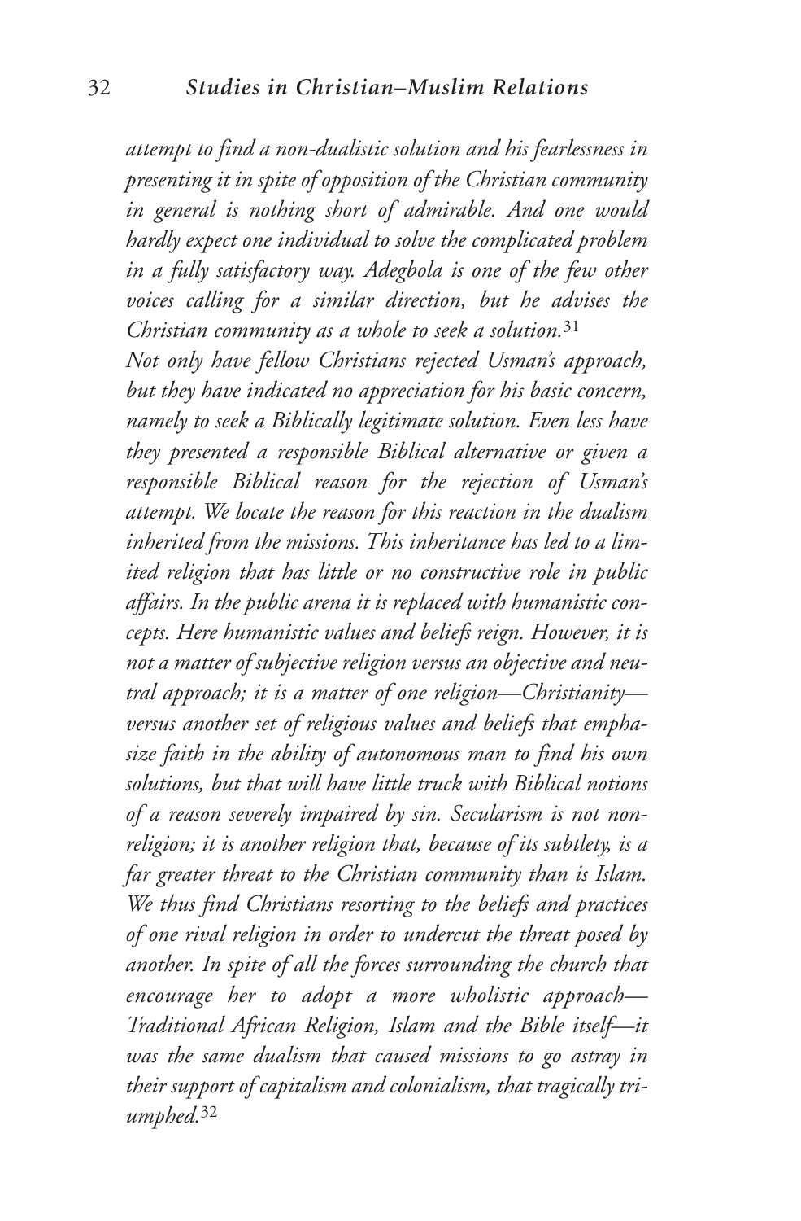*attempt to find a non-dualistic solution and his fearlessness in presenting it in spite of opposition of the Christian community in general is nothing short of admirable. And one would hardly expect one individual to solve the complicated problem in a fully satisfactory way. Adegbola is one of the few other voices calling for a similar direction, but he advises the Christian community as a whole to seek a solution.*[31]

*Not only have fellow Christians rejected Usman's approach, but they have indicated no appreciation for his basic concern, namely to seek a Biblically legitimate solution. Even less have they presented a responsible Biblical alternative or given a responsible Biblical reason for the rejection of Usman's attempt. We locate the reason for this reaction in the dualism inherited from the missions. This inheritance has led to a limited religion that has little or no constructive role in public affairs. In the public arena it is replaced with humanistic concepts. Here humanistic values and beliefs reign. However, it is not a matter of subjective religion versus an objective and neutral approach; it is a matter of one religion—Christianity—versus another set of religious values and beliefs that emphasize faith in the ability of autonomous man to find his own solutions, but that will have little truck with Biblical notions of a reason severely impaired by sin. Secularism is not non-religion; it is another religion that, because of its subtlety, is a far greater threat to the Christian community than is Islam. We thus find Christians resorting to the beliefs and practices of one rival religion in order to undercut the threat posed by another. In spite of all the forces surrounding the church that encourage her to adopt a more wholistic approach—Traditional African Religion, Islam and the Bible itself—it was the same dualism that caused missions to go astray in their support of capitalism and colonialism, that tragically triumphed.*[32]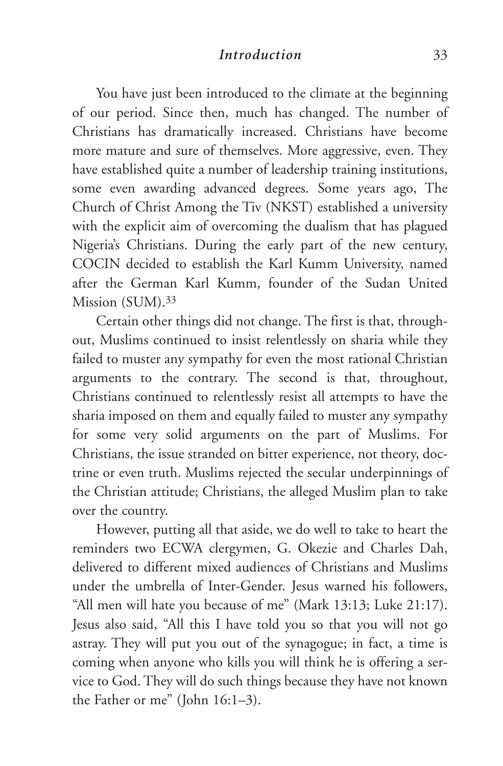You have just been introduced to the climate at the beginning of our period. Since then, much has changed. The number of Christians has dramatically increased. Christians have become more mature and sure of themselves. More aggressive, even. They have established quite a number of leadership training institutions, some even awarding advanced degrees. Some years ago, The Church of Christ Among the Tiv (NKST) established a university with the explicit aim of overcoming the dualism that has plagued Nigeria's Christians. During the early part of the new century, COCIN decided to establish the Karl Kumm University, named after the German Karl Kumm, founder of the Sudan United Mission (SUM).[33]

Certain other things did not change. The first is that, throughout, Muslims continued to insist relentlessly on sharia while they failed to muster any sympathy for even the most rational Christian arguments to the contrary. The second is that, throughout, Christians continued to relentlessly resist all attempts to have the sharia imposed on them and equally failed to muster any sympathy for some very solid arguments on the part of Muslims. For Christians, the issue stranded on bitter experience, not theory, doctrine or even truth. Muslims rejected the secular underpinnings of the Christian attitude; Christians, the alleged Muslim plan to take over the country.

However, putting all that aside, we do well to take to heart the reminders two ECWA clergymen, G. Okezie and Charles Dah, delivered to different mixed audiences of Christians and Muslims under the umbrella of Inter-Gender. Jesus warned his followers, "All men will hate you because of me" (Mark 13:13; Luke 21:17). Jesus also said, "All this I have told you so that you will not go astray. They will put you out of the synagogue; in fact, a time is coming when anyone who kills you will think he is offering a service to God. They will do such things because they have not known the Father or me" (John 16:1–3).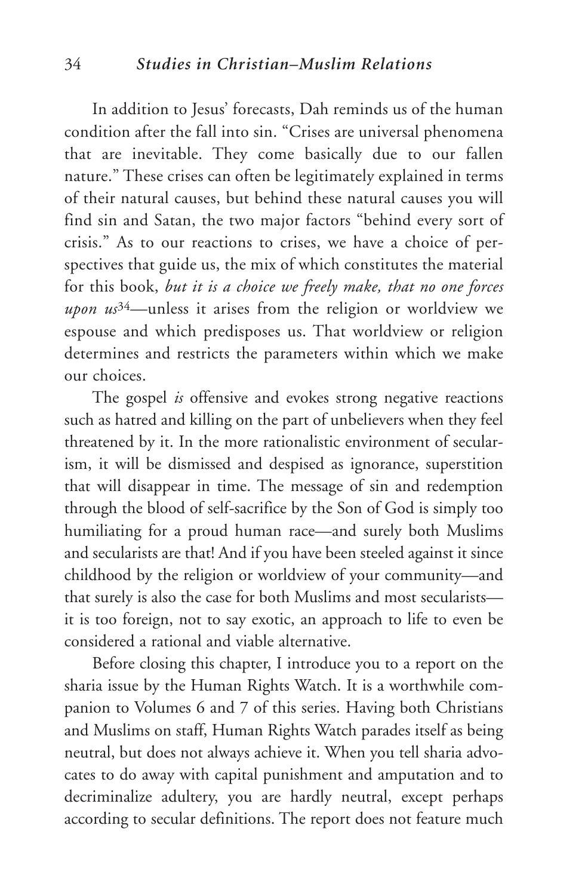In addition to Jesus' forecasts, Dah reminds us of the human condition after the fall into sin. "Crises are universal phenomena that are inevitable. They come basically due to our fallen nature." These crises can often be legitimately explained in terms of their natural causes, but behind these natural causes you will find sin and Satan, the two major factors "behind every sort of crisis." As to our reactions to crises, we have a choice of perspectives that guide us, the mix of which constitutes the material for this book, *but it is a choice we freely make, that no one forces upon us*[34]—unless it arises from the religion or worldview we espouse and which predisposes us. That worldview or religion determines and restricts the parameters within which we make our choices.

The gospel *is* offensive and evokes strong negative reactions such as hatred and killing on the part of unbelievers when they feel threatened by it. In the more rationalistic environment of secularism, it will be dismissed and despised as ignorance, superstition that will disappear in time. The message of sin and redemption through the blood of self-sacrifice by the Son of God is simply too humiliating for a proud human race—and surely both Muslims and secularists are that! And if you have been steeled against it since childhood by the religion or worldview of your community—and that surely is also the case for both Muslims and most secularists—it is too foreign, not to say exotic, an approach to life to even be considered a rational and viable alternative.

Before closing this chapter, I introduce you to a report on the sharia issue by the Human Rights Watch. It is a worthwhile companion to Volumes 6 and 7 of this series. Having both Christians and Muslims on staff, Human Rights Watch parades itself as being neutral, but does not always achieve it. When you tell sharia advocates to do away with capital punishment and amputation and to decriminalize adultery, you are hardly neutral, except perhaps according to secular definitions. The report does not feature much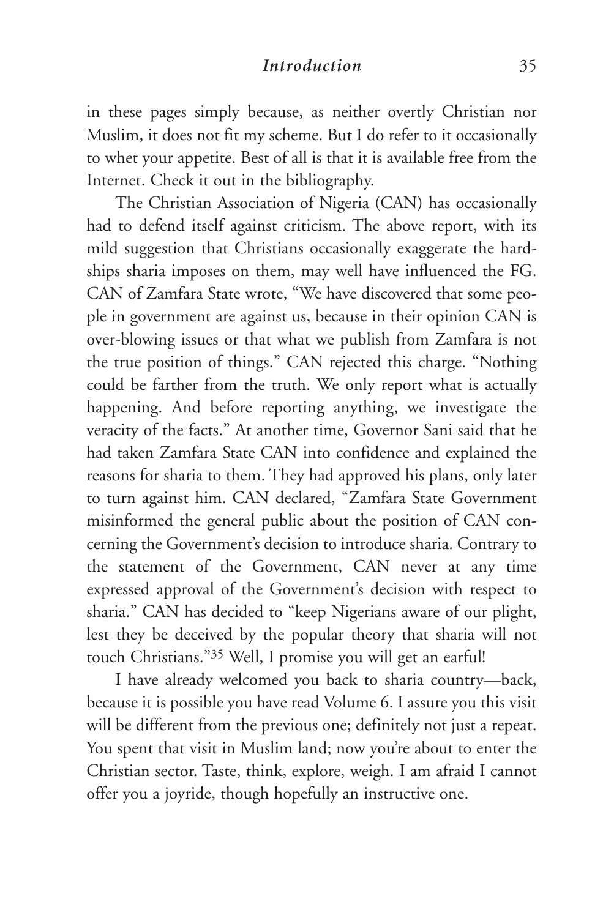in these pages simply because, as neither overtly Christian nor Muslim, it does not fit my scheme. But I do refer to it occasionally to whet your appetite. Best of all is that it is available free from the Internet. Check it out in the bibliography.

The Christian Association of Nigeria (CAN) has occasionally had to defend itself against criticism. The above report, with its mild suggestion that Christians occasionally exaggerate the hardships sharia imposes on them, may well have influenced the FG. CAN of Zamfara State wrote, "We have discovered that some people in government are against us, because in their opinion CAN is over-blowing issues or that what we publish from Zamfara is not the true position of things." CAN rejected this charge. "Nothing could be farther from the truth. We only report what is actually happening. And before reporting anything, we investigate the veracity of the facts." At another time, Governor Sani said that he had taken Zamfara State CAN into confidence and explained the reasons for sharia to them. They had approved his plans, only later to turn against him. CAN declared, "Zamfara State Government misinformed the general public about the position of CAN concerning the Government's decision to introduce sharia. Contrary to the statement of the Government, CAN never at any time expressed approval of the Government's decision with respect to sharia." CAN has decided to "keep Nigerians aware of our plight, lest they be deceived by the popular theory that sharia will not touch Christians."[35] Well, I promise you will get an earful!

I have already welcomed you back to sharia country—back, because it is possible you have read Volume 6. I assure you this visit will be different from the previous one; definitely not just a repeat. You spent that visit in Muslim land; now you're about to enter the Christian sector. Taste, think, explore, weigh. I am afraid I cannot offer you a joyride, though hopefully an instructive one.